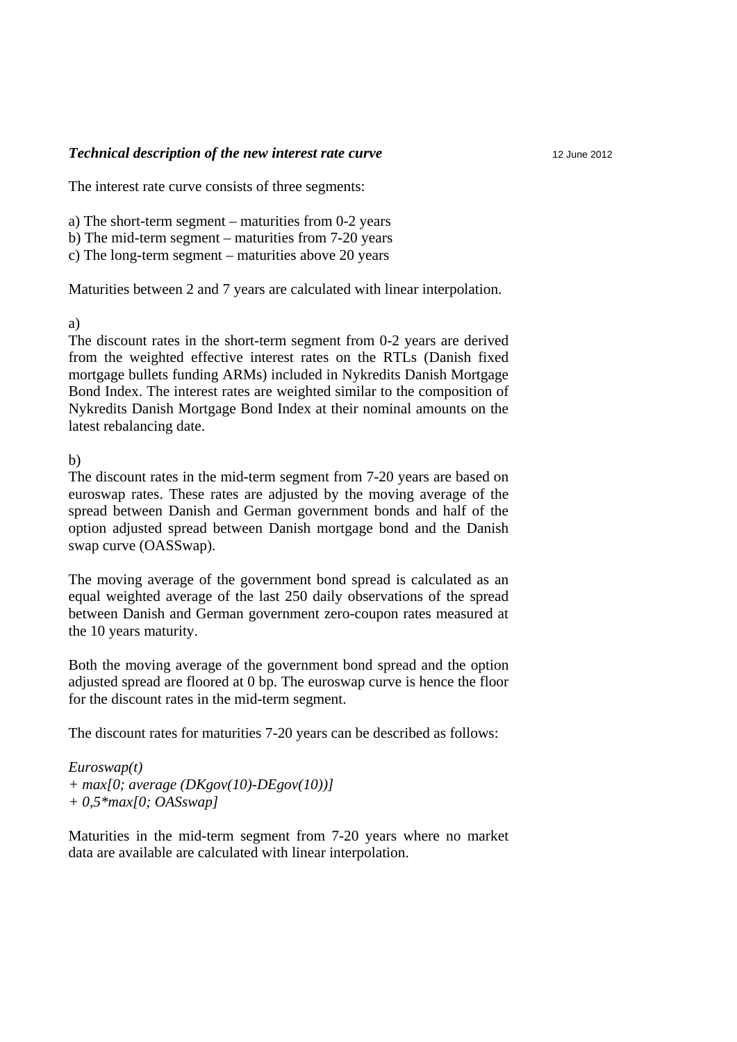***Technical description of the new interest rate curve*** 12 June 2012

The interest rate curve consists of three segments:

a) The short-term segment – maturities from 0-2 years
b) The mid-term segment – maturities from 7-20 years
c) The long-term segment – maturities above 20 years

Maturities between 2 and 7 years are calculated with linear interpolation.

a)
The discount rates in the short-term segment from 0-2 years are derived from the weighted effective interest rates on the RTLs (Danish fixed mortgage bullets funding ARMs) included in Nykredits Danish Mortgage Bond Index. The interest rates are weighted similar to the composition of Nykredits Danish Mortgage Bond Index at their nominal amounts on the latest rebalancing date.

b)
The discount rates in the mid-term segment from 7-20 years are based on euroswap rates. These rates are adjusted by the moving average of the spread between Danish and German government bonds and half of the option adjusted spread between Danish mortgage bond and the Danish swap curve (OASSwap).

The moving average of the government bond spread is calculated as an equal weighted average of the last 250 daily observations of the spread between Danish and German government zero-coupon rates measured at the 10 years maturity.

Both the moving average of the government bond spread and the option adjusted spread are floored at 0 bp. The euroswap curve is hence the floor for the discount rates in the mid-term segment.

The discount rates for maturities 7-20 years can be described as follows:

*Euroswap(t)*
*+ max[0; average (DKgov(10)-DEgov(10))]*
*+ 0,5*max[0; OASswap]*

Maturities in the mid-term segment from 7-20 years where no market data are available are calculated with linear interpolation.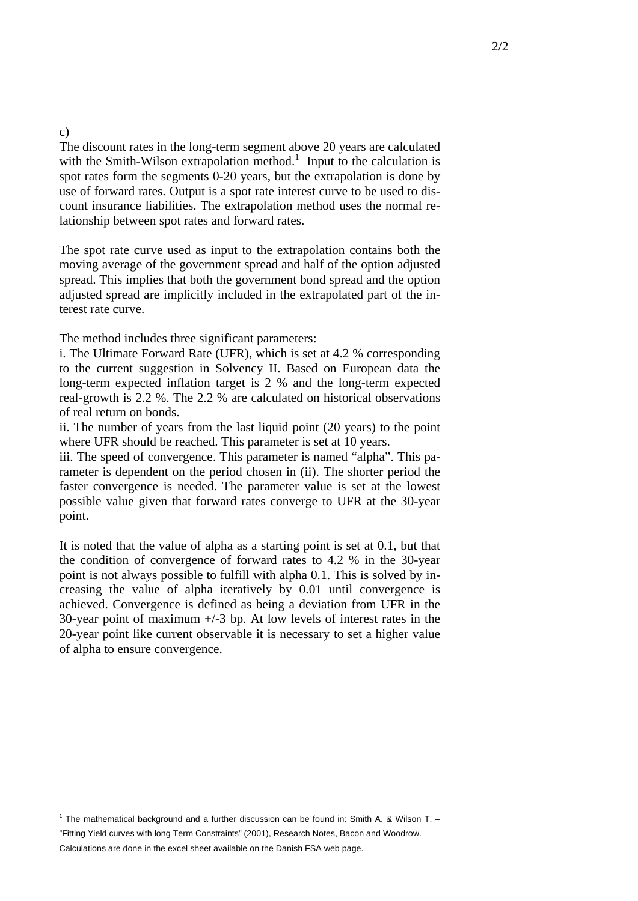c)

The discount rates in the long-term segment above 20 years are calculated with the Smith-Wilson extrapolation method.[1] Input to the calculation is spot rates form the segments 0-20 years, but the extrapolation is done by use of forward rates. Output is a spot rate interest curve to be used to discount insurance liabilities. The extrapolation method uses the normal relationship between spot rates and forward rates.

The spot rate curve used as input to the extrapolation contains both the moving average of the government spread and half of the option adjusted spread. This implies that both the government bond spread and the option adjusted spread are implicitly included in the extrapolated part of the interest rate curve.

The method includes three significant parameters:

i. The Ultimate Forward Rate (UFR), which is set at 4.2 % corresponding to the current suggestion in Solvency II. Based on European data the long-term expected inflation target is 2 % and the long-term expected real-growth is 2.2 %. The 2.2 % are calculated on historical observations of real return on bonds.

ii. The number of years from the last liquid point (20 years) to the point where UFR should be reached. This parameter is set at 10 years.

iii. The speed of convergence. This parameter is named "alpha". This parameter is dependent on the period chosen in (ii). The shorter period the faster convergence is needed. The parameter value is set at the lowest possible value given that forward rates converge to UFR at the 30-year point.

It is noted that the value of alpha as a starting point is set at 0.1, but that the condition of convergence of forward rates to 4.2 % in the 30-year point is not always possible to fulfill with alpha 0.1. This is solved by increasing the value of alpha iteratively by 0.01 until convergence is achieved. Convergence is defined as being a deviation from UFR in the 30-year point of maximum +/-3 bp. At low levels of interest rates in the 20-year point like current observable it is necessary to set a higher value of alpha to ensure convergence.

[1] The mathematical background and a further discussion can be found in: Smith A. & Wilson T. – "Fitting Yield curves with long Term Constraints" (2001), Research Notes, Bacon and Woodrow. Calculations are done in the excel sheet available on the Danish FSA web page.